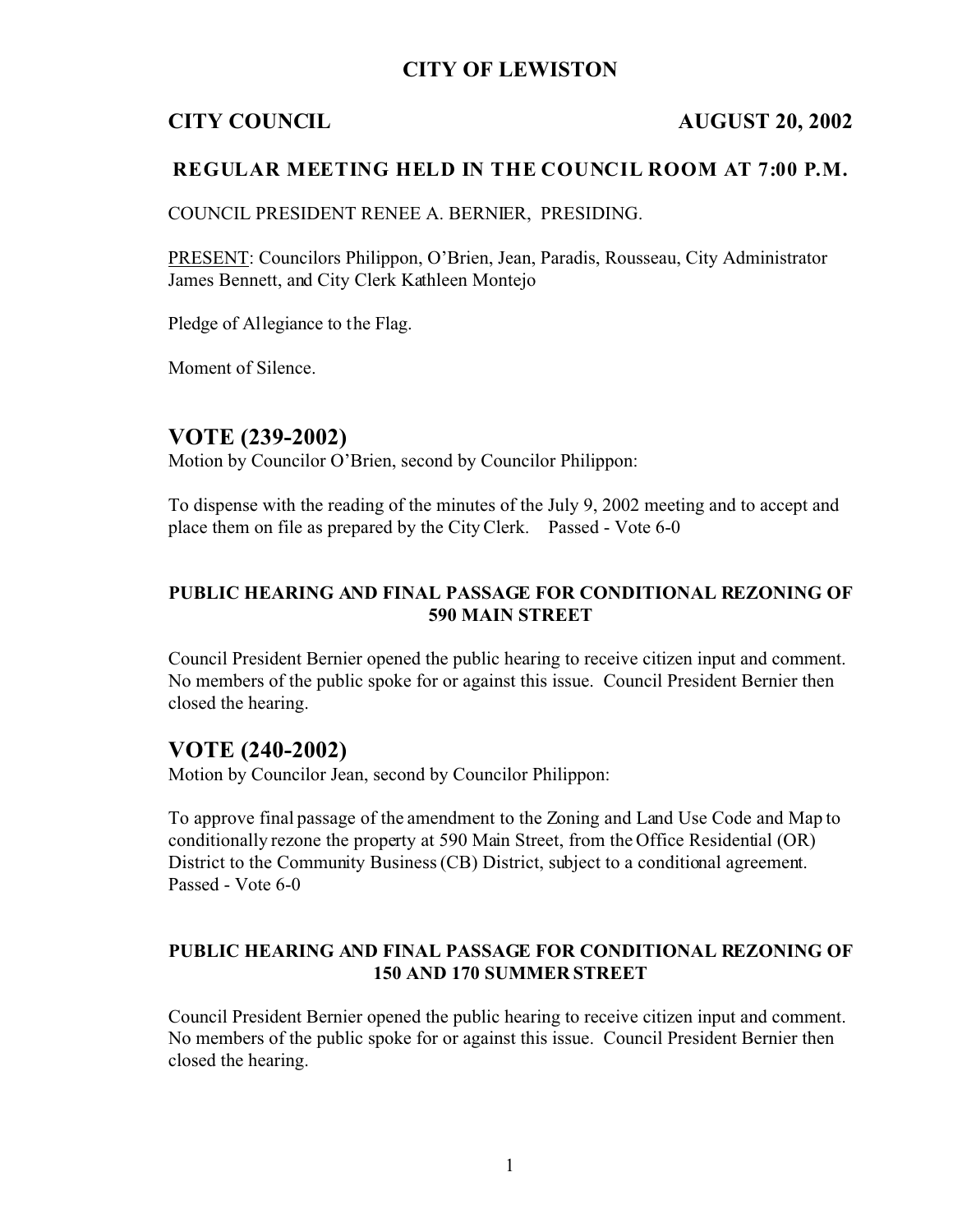# CITY OF LEWISTON

## CITY COUNCIL AUGUST 20, 2002

### REGULAR MEETING HELD IN THE COUNCIL ROOM AT 7:00 P.M.

COUNCIL PRESIDENT RENEE A. BERNIER, PRESIDING.

PRESENT: Councilors Philippon, O'Brien, Jean, Paradis, Rousseau, City Administrator James Bennett, and City Clerk Kathleen Montejo

Pledge of Allegiance to the Flag.

Moment of Silence.

## VOTE (239-2002)

Motion by Councilor O'Brien, second by Councilor Philippon:

To dispense with the reading of the minutes of the July 9, 2002 meeting and to accept and place them on file as prepared by the City Clerk. Passed - Vote 6-0

**PUBLIC HEARING AND FINAL PASSAGE FOR CONDITIONAL REZONING OF 590 MAIN STREET**

Council President Bernier opened the public hearing to receive citizen input and comment. No members of the public spoke for or against this issue. Council President Bernier then closed the hearing.

## VOTE (240-2002)

Motion by Councilor Jean, second by Councilor Philippon:

To approve final passage of the amendment to the Zoning and Land Use Code and Map to conditionally rezone the property at 590 Main Street, from the Office Residential (OR) District to the Community Business (CB) District, subject to a conditional agreement. Passed - Vote 6-0

**PUBLIC HEARING AND FINAL PASSAGE FOR CONDITIONAL REZONING OF 150 AND 170 SUMMER STREET**

Council President Bernier opened the public hearing to receive citizen input and comment. No members of the public spoke for or against this issue. Council President Bernier then closed the hearing.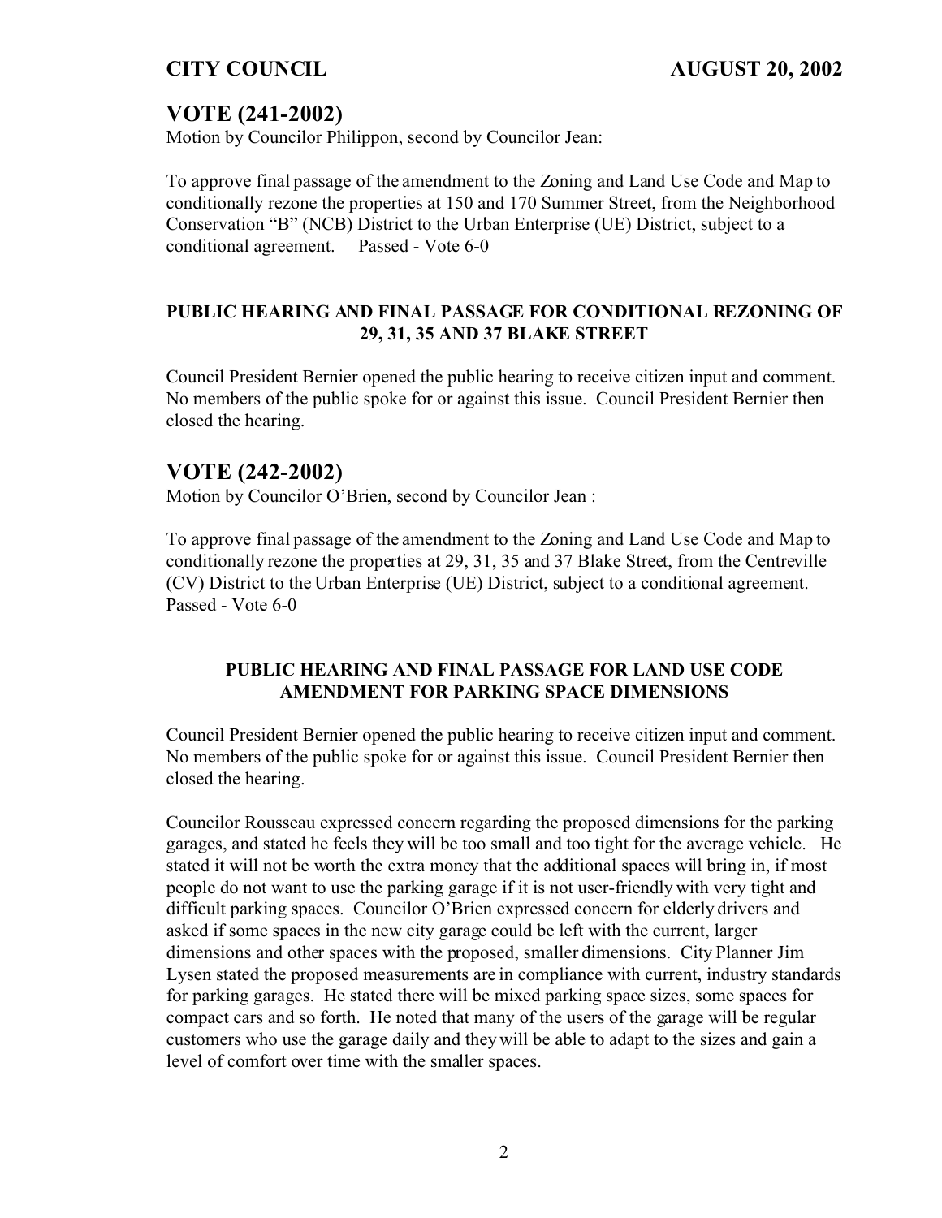## VOTE (241-2002)

Motion by Councilor Philippon, second by Councilor Jean:

To approve final passage of the amendment to the Zoning and Land Use Code and Map to conditionally rezone the properties at 150 and 170 Summer Street, from the Neighborhood Conservation "B" (NCB) District to the Urban Enterprise (UE) District, subject to a conditional agreement.   Passed - Vote 6-0

**PUBLIC HEARING AND FINAL PASSAGE FOR CONDITIONAL REZONING OF 29, 31, 35 AND 37 BLAKE STREET**

Council President Bernier opened the public hearing to receive citizen input and comment. No members of the public spoke for or against this issue. Council President Bernier then closed the hearing.

## VOTE (242-2002)

Motion by Councilor O'Brien, second by Councilor Jean :

To approve final passage of the amendment to the Zoning and Land Use Code and Map to conditionally rezone the properties at 29, 31, 35 and 37 Blake Street, from the Centreville (CV) District to the Urban Enterprise (UE) District, subject to a conditional agreement. Passed - Vote 6-0

**PUBLIC HEARING AND FINAL PASSAGE FOR LAND USE CODE AMENDMENT FOR PARKING SPACE DIMENSIONS**

Council President Bernier opened the public hearing to receive citizen input and comment. No members of the public spoke for or against this issue. Council President Bernier then closed the hearing.

Councilor Rousseau expressed concern regarding the proposed dimensions for the parking garages, and stated he feels they will be too small and too tight for the average vehicle. He stated it will not be worth the extra money that the additional spaces will bring in, if most people do not want to use the parking garage if it is not user-friendly with very tight and difficult parking spaces. Councilor O'Brien expressed concern for elderly drivers and asked if some spaces in the new city garage could be left with the current, larger dimensions and other spaces with the proposed, smaller dimensions. City Planner Jim Lysen stated the proposed measurements are in compliance with current, industry standards for parking garages. He stated there will be mixed parking space sizes, some spaces for compact cars and so forth. He noted that many of the users of the garage will be regular customers who use the garage daily and they will be able to adapt to the sizes and gain a level of comfort over time with the smaller spaces.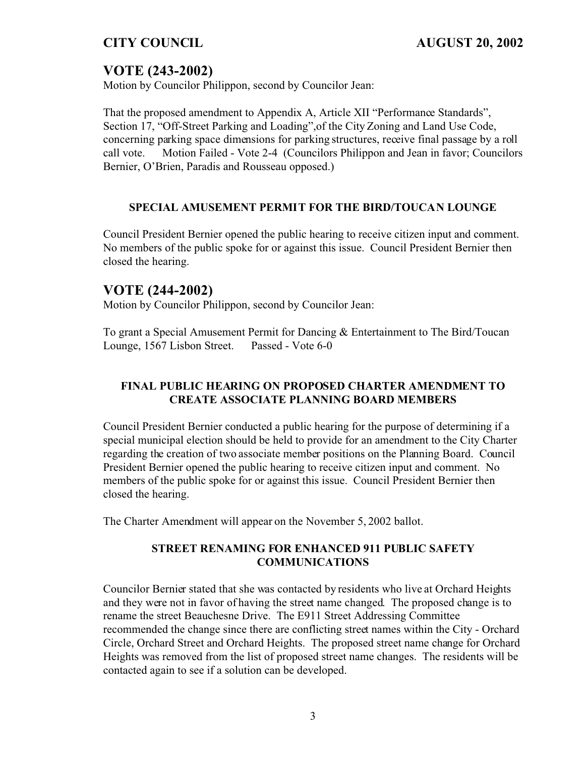## VOTE (243-2002)

Motion by Councilor Philippon, second by Councilor Jean:

That the proposed amendment to Appendix A, Article XII "Performance Standards", Section 17, "Off-Street Parking and Loading",of the City Zoning and Land Use Code, concerning parking space dimensions for parking structures, receive final passage by a roll call vote. Motion Failed - Vote 2-4 (Councilors Philippon and Jean in favor; Councilors Bernier, O'Brien, Paradis and Rousseau opposed.)

### SPECIAL AMUSEMENT PERMIT FOR THE BIRD/TOUCAN LOUNGE

Council President Bernier opened the public hearing to receive citizen input and comment. No members of the public spoke for or against this issue. Council President Bernier then closed the hearing.

## VOTE (244-2002)

Motion by Councilor Philippon, second by Councilor Jean:

To grant a Special Amusement Permit for Dancing & Entertainment to The Bird/Toucan Lounge, 1567 Lisbon Street. Passed - Vote 6-0

### FINAL PUBLIC HEARING ON PROPOSED CHARTER AMENDMENT TO CREATE ASSOCIATE PLANNING BOARD MEMBERS

Council President Bernier conducted a public hearing for the purpose of determining if a special municipal election should be held to provide for an amendment to the City Charter regarding the creation of two associate member positions on the Planning Board. Council President Bernier opened the public hearing to receive citizen input and comment. No members of the public spoke for or against this issue. Council President Bernier then closed the hearing.

The Charter Amendment will appear on the November 5, 2002 ballot.

### STREET RENAMING FOR ENHANCED 911 PUBLIC SAFETY COMMUNICATIONS

Councilor Bernier stated that she was contacted by residents who live at Orchard Heights and they were not in favor of having the street name changed. The proposed change is to rename the street Beauchesne Drive. The E911 Street Addressing Committee recommended the change since there are conflicting street names within the City - Orchard Circle, Orchard Street and Orchard Heights. The proposed street name change for Orchard Heights was removed from the list of proposed street name changes. The residents will be contacted again to see if a solution can be developed.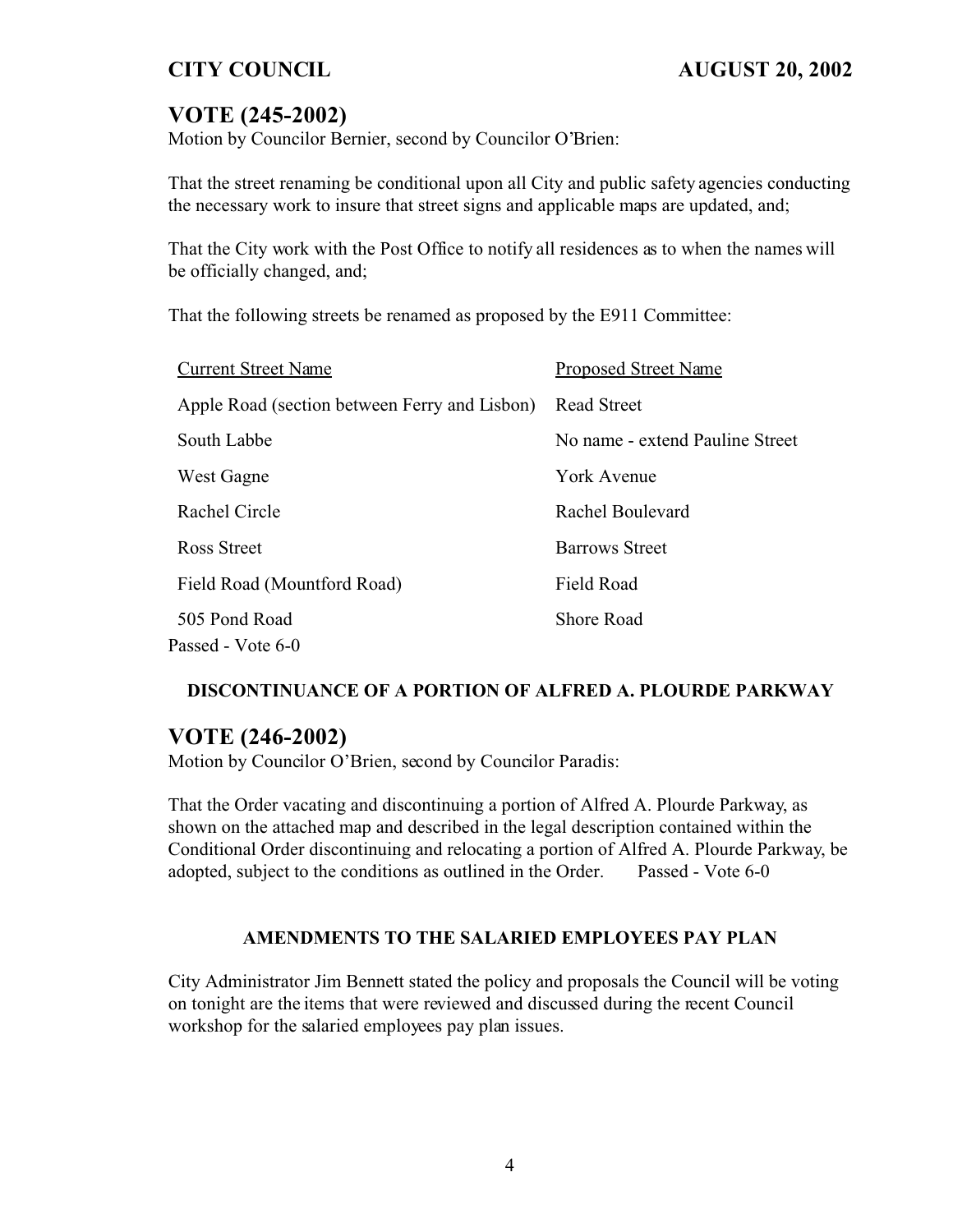## VOTE (245-2002)

Motion by Councilor Bernier, second by Councilor O'Brien:

That the street renaming be conditional upon all City and public safety agencies conducting the necessary work to insure that street signs and applicable maps are updated, and;

That the City work with the Post Office to notify all residences as to when the names will be officially changed, and;

That the following streets be renamed as proposed by the E911 Committee:

| Current Street Name | Proposed Street Name |
|---|---|
| Apple Road (section between Ferry and Lisbon) | Read Street |
| South Labbe | No name - extend Pauline Street |
| West Gagne | York Avenue |
| Rachel Circle | Rachel Boulevard |
| Ross Street | Barrows Street |
| Field Road (Mountford Road) | Field Road |
| 505 Pond Road | Shore Road |

Passed - Vote 6-0

**DISCONTINUANCE OF A PORTION OF ALFRED A. PLOURDE PARKWAY**

## VOTE (246-2002)

Motion by Councilor O'Brien, second by Councilor Paradis:

That the Order vacating and discontinuing a portion of Alfred A. Plourde Parkway, as shown on the attached map and described in the legal description contained within the Conditional Order discontinuing and relocating a portion of Alfred A. Plourde Parkway, be adopted, subject to the conditions as outlined in the Order. Passed - Vote 6-0

**AMENDMENTS TO THE SALARIED EMPLOYEES PAY PLAN**

City Administrator Jim Bennett stated the policy and proposals the Council will be voting on tonight are the items that were reviewed and discussed during the recent Council workshop for the salaried employees pay plan issues.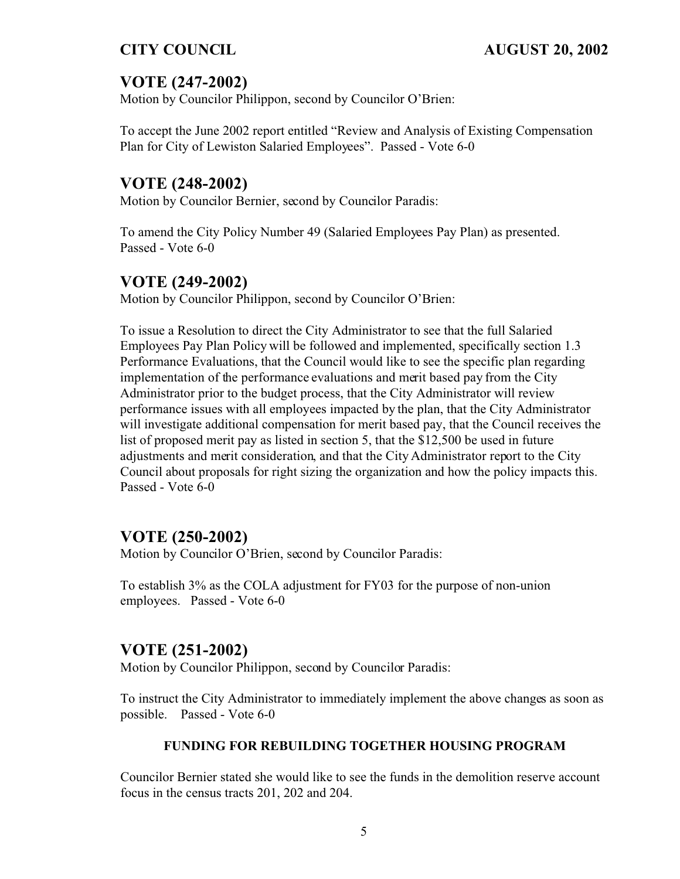## VOTE (247-2002)

Motion by Councilor Philippon, second by Councilor O'Brien:

To accept the June 2002 report entitled "Review and Analysis of Existing Compensation Plan for City of Lewiston Salaried Employees". Passed - Vote 6-0

## VOTE (248-2002)

Motion by Councilor Bernier, second by Councilor Paradis:

To amend the City Policy Number 49 (Salaried Employees Pay Plan) as presented. Passed - Vote 6-0

## VOTE (249-2002)

Motion by Councilor Philippon, second by Councilor O'Brien:

To issue a Resolution to direct the City Administrator to see that the full Salaried Employees Pay Plan Policy will be followed and implemented, specifically section 1.3 Performance Evaluations, that the Council would like to see the specific plan regarding implementation of the performance evaluations and merit based pay from the City Administrator prior to the budget process, that the City Administrator will review performance issues with all employees impacted by the plan, that the City Administrator will investigate additional compensation for merit based pay, that the Council receives the list of proposed merit pay as listed in section 5, that the $12,500 be used in future adjustments and merit consideration, and that the City Administrator report to the City Council about proposals for right sizing the organization and how the policy impacts this. Passed - Vote 6-0

## VOTE (250-2002)

Motion by Councilor O'Brien, second by Councilor Paradis:

To establish 3% as the COLA adjustment for FY03 for the purpose of non-union employees. Passed - Vote 6-0

## VOTE (251-2002)

Motion by Councilor Philippon, second by Councilor Paradis:

To instruct the City Administrator to immediately implement the above changes as soon as possible. Passed - Vote 6-0

### FUNDING FOR REBUILDING TOGETHER HOUSING PROGRAM

Councilor Bernier stated she would like to see the funds in the demolition reserve account focus in the census tracts 201, 202 and 204.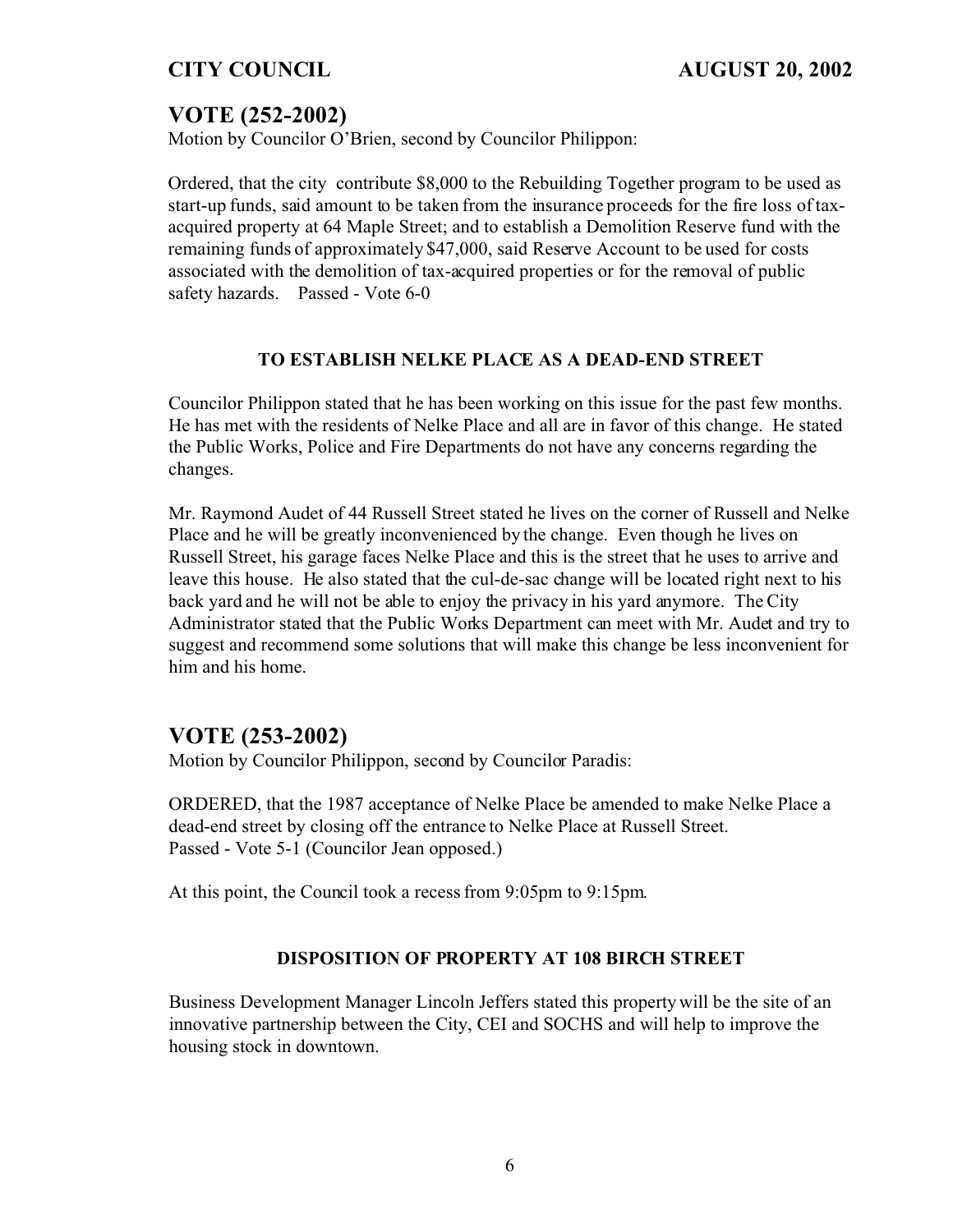## VOTE (252-2002)

Motion by Councilor O'Brien, second by Councilor Philippon:

Ordered, that the city contribute $8,000 to the Rebuilding Together program to be used as start-up funds, said amount to be taken from the insurance proceeds for the fire loss of tax-acquired property at 64 Maple Street; and to establish a Demolition Reserve fund with the remaining funds of approximately $47,000, said Reserve Account to be used for costs associated with the demolition of tax-acquired properties or for the removal of public safety hazards. Passed - Vote 6-0

### TO ESTABLISH NELKE PLACE AS A DEAD-END STREET

Councilor Philippon stated that he has been working on this issue for the past few months. He has met with the residents of Nelke Place and all are in favor of this change. He stated the Public Works, Police and Fire Departments do not have any concerns regarding the changes.

Mr. Raymond Audet of 44 Russell Street stated he lives on the corner of Russell and Nelke Place and he will be greatly inconvenienced by the change. Even though he lives on Russell Street, his garage faces Nelke Place and this is the street that he uses to arrive and leave this house. He also stated that the cul-de-sac change will be located right next to his back yard and he will not be able to enjoy the privacy in his yard anymore. The City Administrator stated that the Public Works Department can meet with Mr. Audet and try to suggest and recommend some solutions that will make this change be less inconvenient for him and his home.

## VOTE (253-2002)

Motion by Councilor Philippon, second by Councilor Paradis:

ORDERED, that the 1987 acceptance of Nelke Place be amended to make Nelke Place a dead-end street by closing off the entrance to Nelke Place at Russell Street.
Passed - Vote 5-1 (Councilor Jean opposed.)

At this point, the Council took a recess from 9:05pm to 9:15pm.

### DISPOSITION OF PROPERTY AT 108 BIRCH STREET

Business Development Manager Lincoln Jeffers stated this property will be the site of an innovative partnership between the City, CEI and SOCHS and will help to improve the housing stock in downtown.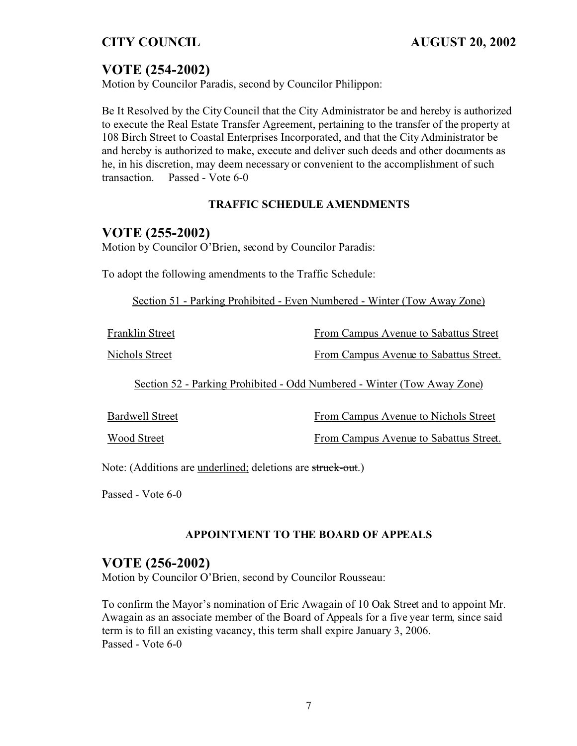## VOTE (254-2002)

Motion by Councilor Paradis, second by Councilor Philippon:

Be It Resolved by the City Council that the City Administrator be and hereby is authorized to execute the Real Estate Transfer Agreement, pertaining to the transfer of the property at 108 Birch Street to Coastal Enterprises Incorporated, and that the City Administrator be and hereby is authorized to make, execute and deliver such deeds and other documents as he, in his discretion, may deem necessary or convenient to the accomplishment of such transaction. Passed - Vote 6-0

**TRAFFIC SCHEDULE AMENDMENTS**

## VOTE (255-2002)

Motion by Councilor O'Brien, second by Councilor Paradis:

To adopt the following amendments to the Traffic Schedule:

<u>Section 51 - Parking Prohibited - Even Numbered - Winter (Tow Away Zone)</u>

| | |
|---|---|
| <u>Franklin Street</u> | <u>From Campus Avenue to Sabattus Street</u> |
| <u>Nichols Street</u> | <u>From Campus Avenue to Sabattus Street.</u> |

<u>Section 52 - Parking Prohibited - Odd Numbered - Winter (Tow Away Zone)</u>

| | |
|---|---|
| <u>Bardwell Street</u> | <u>From Campus Avenue to Nichols Street</u> |
| <u>Wood Street</u> | <u>From Campus Avenue to Sabattus Street.</u> |

Note: (Additions are <u>underlined;</u> deletions are ~~struck-out~~.)

Passed - Vote 6-0

**APPOINTMENT TO THE BOARD OF APPEALS**

## VOTE (256-2002)

Motion by Councilor O'Brien, second by Councilor Rousseau:

To confirm the Mayor's nomination of Eric Awagain of 10 Oak Street and to appoint Mr. Awagain as an associate member of the Board of Appeals for a five year term, since said term is to fill an existing vacancy, this term shall expire January 3, 2006.
Passed - Vote 6-0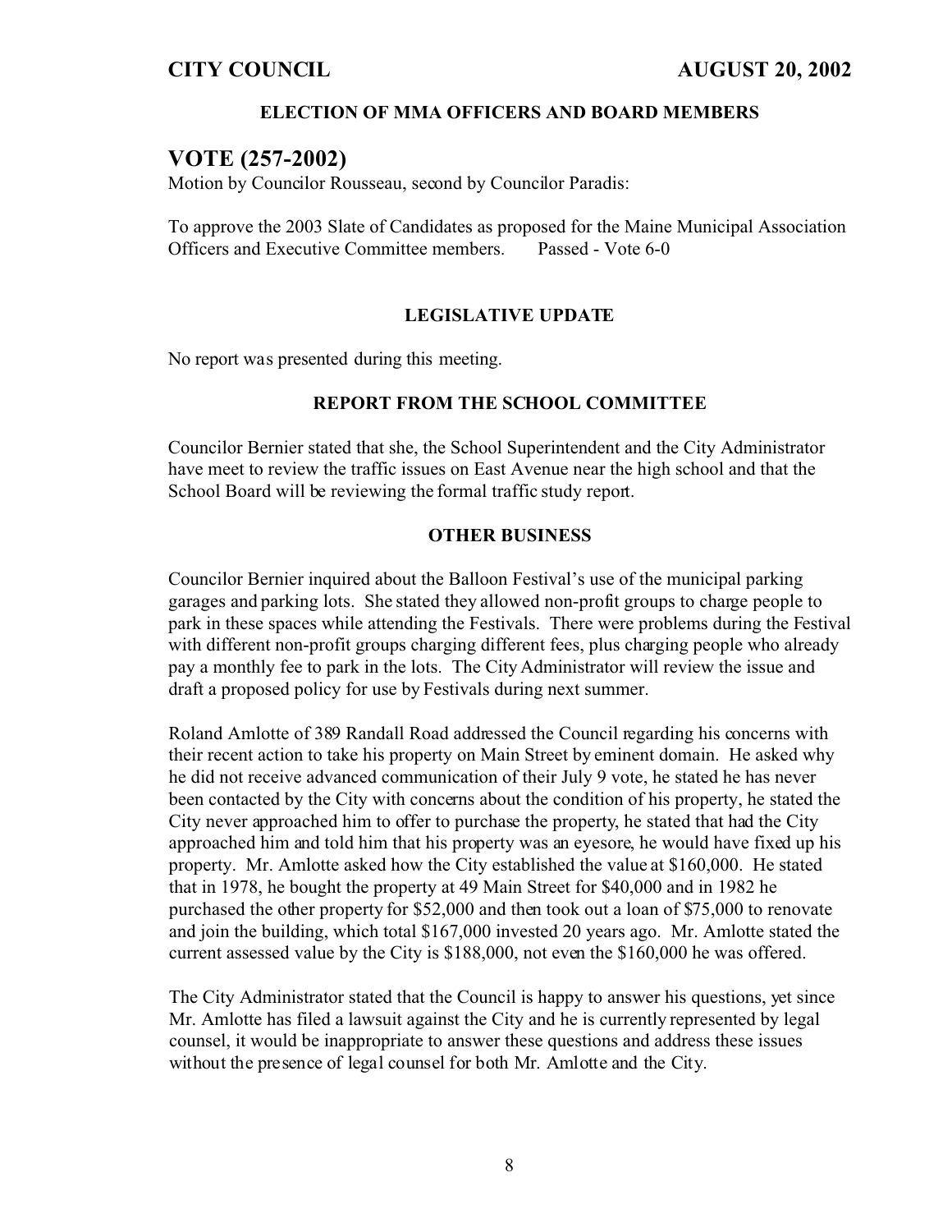## ELECTION OF MMA OFFICERS AND BOARD MEMBERS

# VOTE (257-2002)

Motion by Councilor Rousseau, second by Councilor Paradis:

To approve the 2003 Slate of Candidates as proposed for the Maine Municipal Association Officers and Executive Committee members. Passed - Vote 6-0

## LEGISLATIVE UPDATE

No report was presented during this meeting.

## REPORT FROM THE SCHOOL COMMITTEE

Councilor Bernier stated that she, the School Superintendent and the City Administrator have meet to review the traffic issues on East Avenue near the high school and that the School Board will be reviewing the formal traffic study report.

## OTHER BUSINESS

Councilor Bernier inquired about the Balloon Festival's use of the municipal parking garages and parking lots. She stated they allowed non-profit groups to charge people to park in these spaces while attending the Festivals. There were problems during the Festival with different non-profit groups charging different fees, plus charging people who already pay a monthly fee to park in the lots. The City Administrator will review the issue and draft a proposed policy for use by Festivals during next summer.

Roland Amlotte of 389 Randall Road addressed the Council regarding his concerns with their recent action to take his property on Main Street by eminent domain. He asked why he did not receive advanced communication of their July 9 vote, he stated he has never been contacted by the City with concerns about the condition of his property, he stated the City never approached him to offer to purchase the property, he stated that had the City approached him and told him that his property was an eyesore, he would have fixed up his property. Mr. Amlotte asked how the City established the value at $160,000. He stated that in 1978, he bought the property at 49 Main Street for $40,000 and in 1982 he purchased the other property for $52,000 and then took out a loan of $75,000 to renovate and join the building, which total $167,000 invested 20 years ago. Mr. Amlotte stated the current assessed value by the City is $188,000, not even the $160,000 he was offered.

The City Administrator stated that the Council is happy to answer his questions, yet since Mr. Amlotte has filed a lawsuit against the City and he is currently represented by legal counsel, it would be inappropriate to answer these questions and address these issues without the presence of legal counsel for both Mr. Amlotte and the City.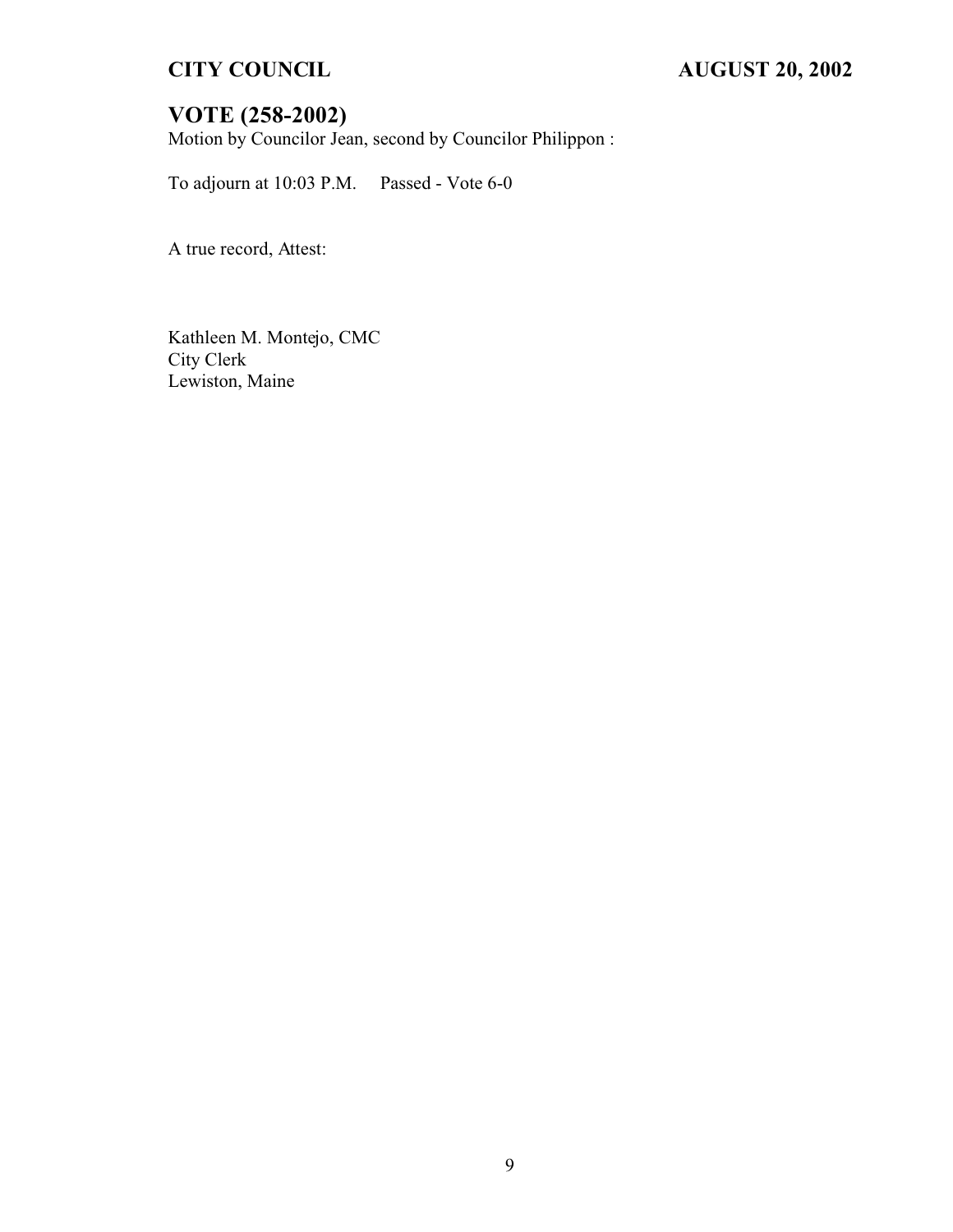## VOTE (258-2002)

Motion by Councilor Jean, second by Councilor Philippon :

To adjourn at 10:03 P.M. Passed - Vote 6-0

A true record, Attest:

Kathleen M. Montejo, CMC
City Clerk
Lewiston, Maine